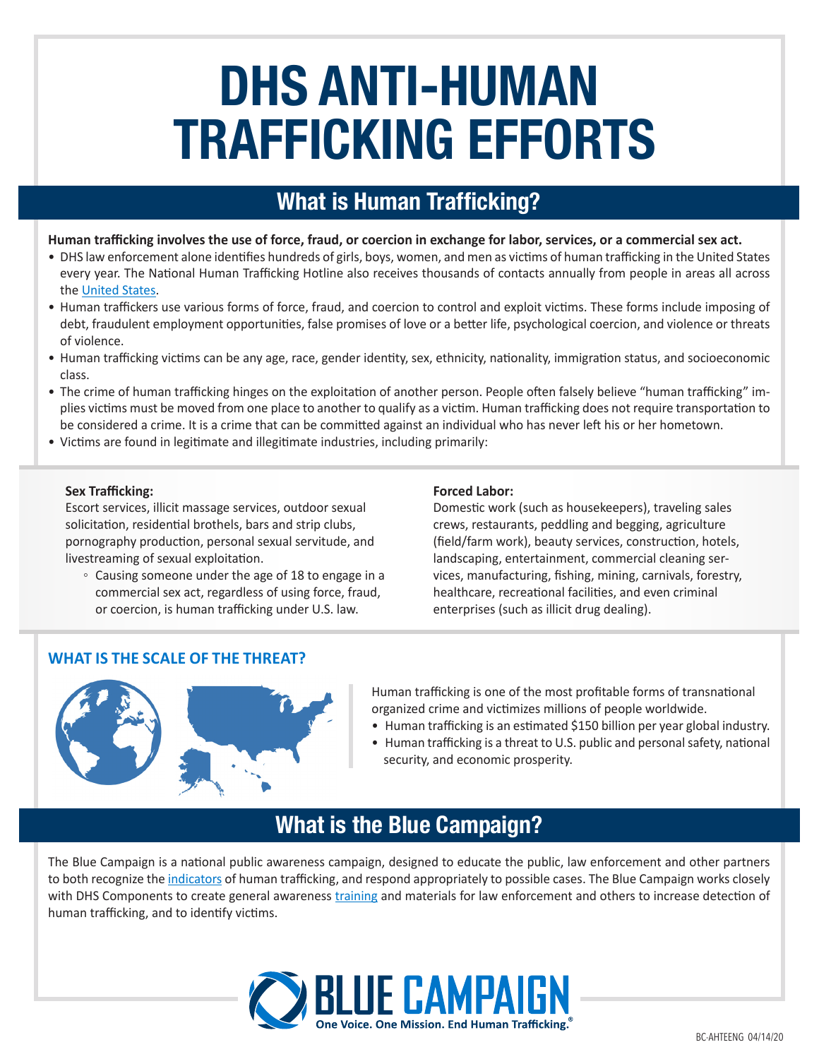# DHS ANTI-HUMAN TRAFFICKING EFFORTS

## What is Human Trafficking?

**Human trafficking involves the use of force, fraud, or coercion in exchange for labor, services, or a commercial sex act.**

- DHS law enforcement alone identifies hundreds of girls, boys, women, and men as victims of human trafficking in the United States every year. The National Human Trafficking Hotline also receives thousands of contacts annually from people in areas all across the United States.
- Human traffickers use various forms of force, fraud, and coercion to control and exploit victims. These forms include imposing of debt, fraudulent employment opportunities, false promises of love or a better life, psychological coercion, and violence or threats of violence.
- Human trafficking victims can be any age, race, gender identity, sex, ethnicity, nationality, immigration status, and socioeconomic class.
- The crime of human trafficking hinges on the exploitation of another person. People often falsely believe "human trafficking" implies victims must be moved from one place to another to qualify as a victim. Human trafficking does not require transportation to be considered a crime. It is a crime that can be committed against an individual who has never left his or her hometown.
- Victims are found in legitimate and illegitimate industries, including primarily:

**Sex Trafficking:**
Escort services, illicit massage services, outdoor sexual solicitation, residential brothels, bars and strip clubs, pornography production, personal sexual servitude, and livestreaming of sexual exploitation.

- Causing someone under the age of 18 to engage in a commercial sex act, regardless of using force, fraud, or coercion, is human trafficking under U.S. law.

**Forced Labor:**
Domestic work (such as housekeepers), traveling sales crews, restaurants, peddling and begging, agriculture (field/farm work), beauty services, construction, hotels, landscaping, entertainment, commercial cleaning services, manufacturing, fishing, mining, carnivals, forestry, healthcare, recreational facilities, and even criminal enterprises (such as illicit drug dealing).

### WHAT IS THE SCALE OF THE THREAT?

Human trafficking is one of the most profitable forms of transnational organized crime and victimizes millions of people worldwide.

- Human trafficking is an estimated $150 billion per year global industry.
- Human trafficking is a threat to U.S. public and personal safety, national security, and economic prosperity.

## What is the Blue Campaign?

The Blue Campaign is a national public awareness campaign, designed to educate the public, law enforcement and other partners to both recognize the indicators of human trafficking, and respond appropriately to possible cases. The Blue Campaign works closely with DHS Components to create general awareness training and materials for law enforcement and others to increase detection of human trafficking, and to identify victims.

BLUE CAMPAIGN
One Voice. One Mission. End Human Trafficking.®

BC-AHTEENG 04/14/20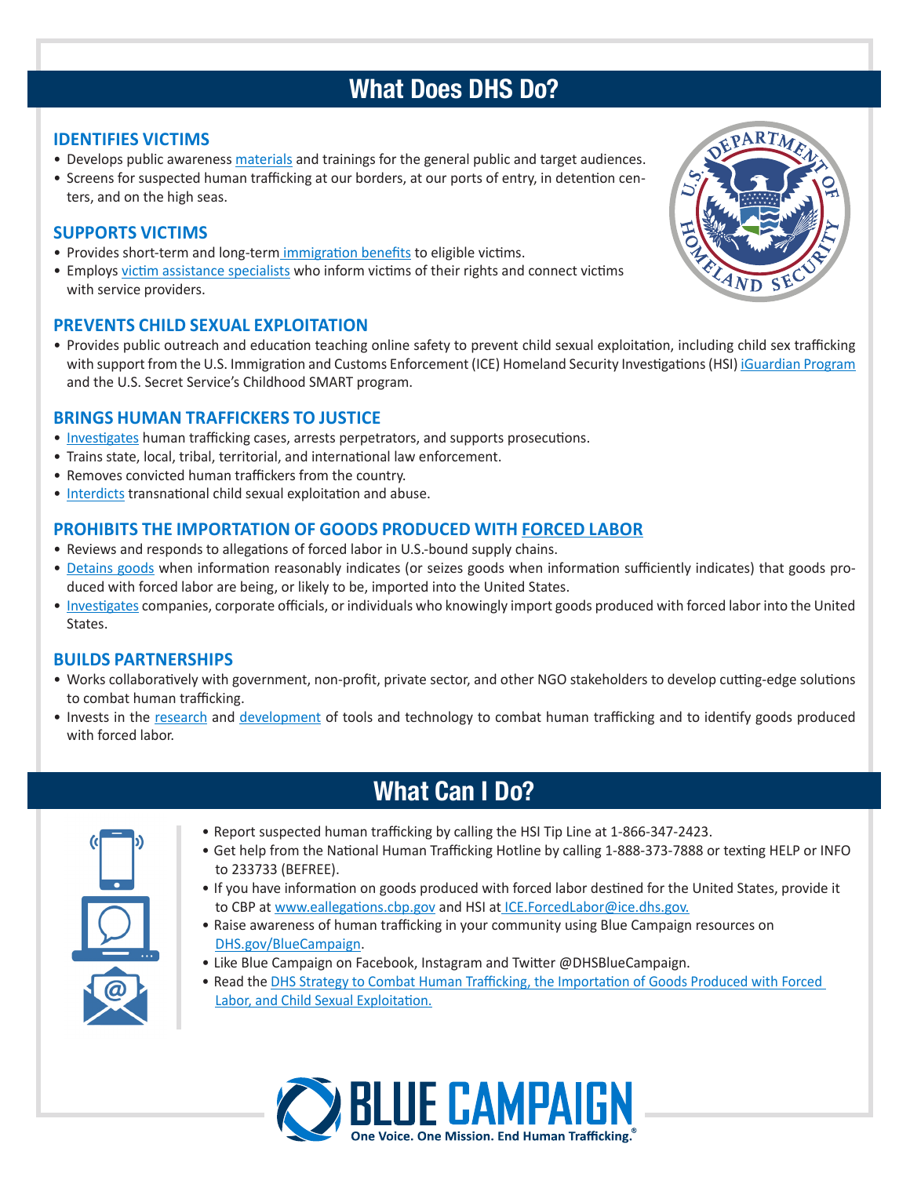## What Does DHS Do?

### IDENTIFIES VICTIMS

- Develops public awareness materials and trainings for the general public and target audiences.
- Screens for suspected human trafficking at our borders, at our ports of entry, in detention centers, and on the high seas.

### SUPPORTS VICTIMS

- Provides short-term and long-term immigration benefits to eligible victims.
- Employs victim assistance specialists who inform victims of their rights and connect victims with service providers.

### PREVENTS CHILD SEXUAL EXPLOITATION

- Provides public outreach and education teaching online safety to prevent child sexual exploitation, including child sex trafficking with support from the U.S. Immigration and Customs Enforcement (ICE) Homeland Security Investigations (HSI) iGuardian Program and the U.S. Secret Service's Childhood SMART program.

### BRINGS HUMAN TRAFFICKERS TO JUSTICE

- Investigates human trafficking cases, arrests perpetrators, and supports prosecutions.
- Trains state, local, tribal, territorial, and international law enforcement.
- Removes convicted human traffickers from the country.
- Interdicts transnational child sexual exploitation and abuse.

### PROHIBITS THE IMPORTATION OF GOODS PRODUCED WITH FORCED LABOR

- Reviews and responds to allegations of forced labor in U.S.-bound supply chains.
- Detains goods when information reasonably indicates (or seizes goods when information sufficiently indicates) that goods produced with forced labor are being, or likely to be, imported into the United States.
- Investigates companies, corporate officials, or individuals who knowingly import goods produced with forced labor into the United States.

### BUILDS PARTNERSHIPS

- Works collaboratively with government, non-profit, private sector, and other NGO stakeholders to develop cutting-edge solutions to combat human trafficking.
- Invests in the research and development of tools and technology to combat human trafficking and to identify goods produced with forced labor.

## What Can I Do?

- Report suspected human trafficking by calling the HSI Tip Line at 1-866-347-2423.
- Get help from the National Human Trafficking Hotline by calling 1-888-373-7888 or texting HELP or INFO to 233733 (BEFREE).
- If you have information on goods produced with forced labor destined for the United States, provide it to CBP at www.eallegations.cbp.gov and HSI at ICE.ForcedLabor@ice.dhs.gov.
- Raise awareness of human trafficking in your community using Blue Campaign resources on DHS.gov/BlueCampaign.
- Like Blue Campaign on Facebook, Instagram and Twitter @DHSBlueCampaign.
- Read the DHS Strategy to Combat Human Trafficking, the Importation of Goods Produced with Forced Labor, and Child Sexual Exploitation.

BLUE CAMPAIGN

One Voice. One Mission. End Human Trafficking.®